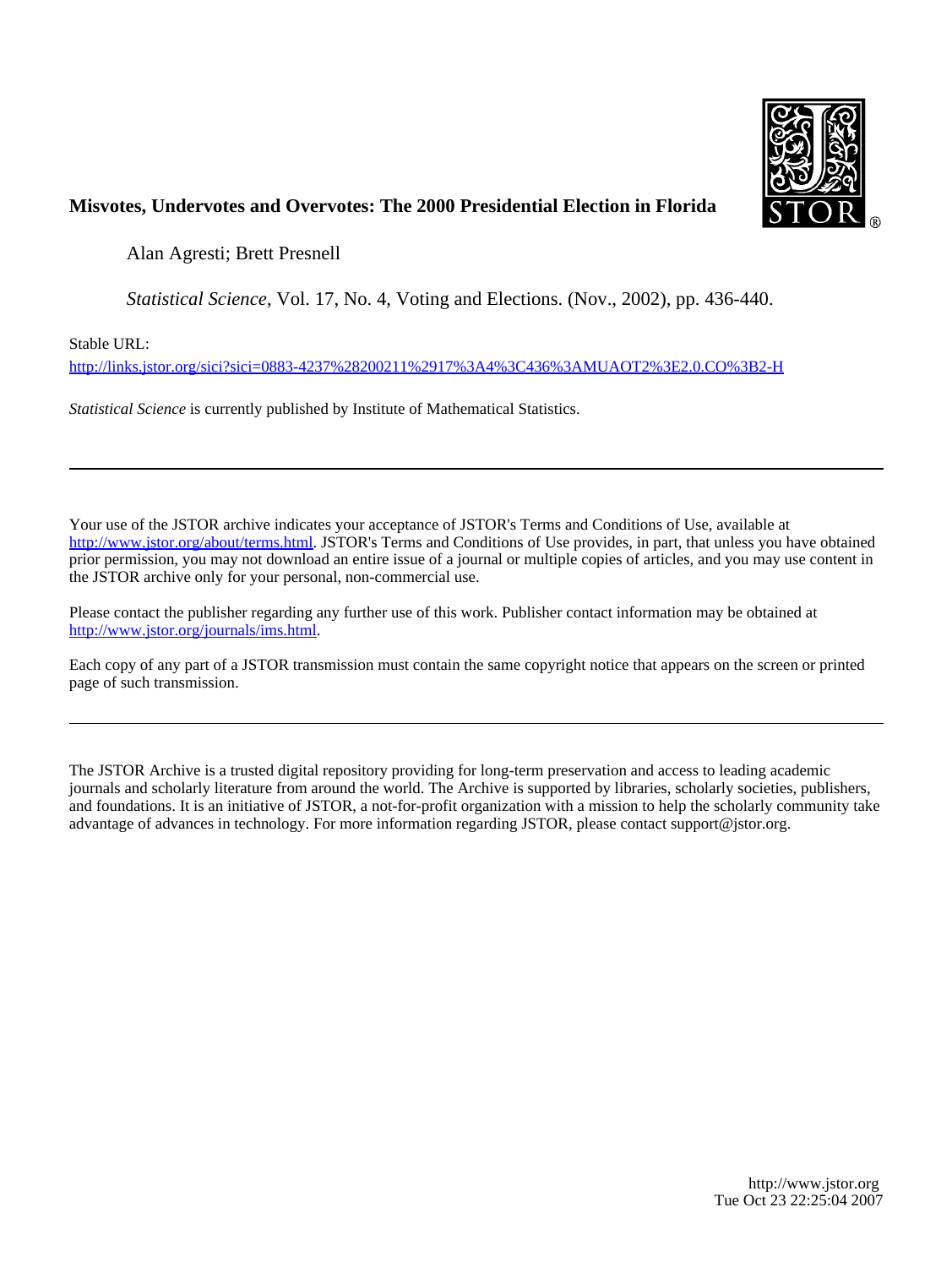**Misvotes, Undervotes and Overvotes: The 2000 Presidential Election in Florida**

Alan Agresti; Brett Presnell

*Statistical Science*, Vol. 17, No. 4, Voting and Elections. (Nov., 2002), pp. 436-440.

Stable URL:

http://links.jstor.org/sici?sici=0883-4237%28200211%2917%3A4%3C436%3AMUAOT2%3E2.0.CO%3B2-H

*Statistical Science* is currently published by Institute of Mathematical Statistics.

---

Your use of the JSTOR archive indicates your acceptance of JSTOR's Terms and Conditions of Use, available at http://www.jstor.org/about/terms.html. JSTOR's Terms and Conditions of Use provides, in part, that unless you have obtained prior permission, you may not download an entire issue of a journal or multiple copies of articles, and you may use content in the JSTOR archive only for your personal, non-commercial use.

Please contact the publisher regarding any further use of this work. Publisher contact information may be obtained at http://www.jstor.org/journals/ims.html.

Each copy of any part of a JSTOR transmission must contain the same copyright notice that appears on the screen or printed page of such transmission.

---

The JSTOR Archive is a trusted digital repository providing for long-term preservation and access to leading academic journals and scholarly literature from around the world. The Archive is supported by libraries, scholarly societies, publishers, and foundations. It is an initiative of JSTOR, a not-for-profit organization with a mission to help the scholarly community take advantage of advances in technology. For more information regarding JSTOR, please contact support@jstor.org.

http://www.jstor.org
Tue Oct 23 22:25:04 2007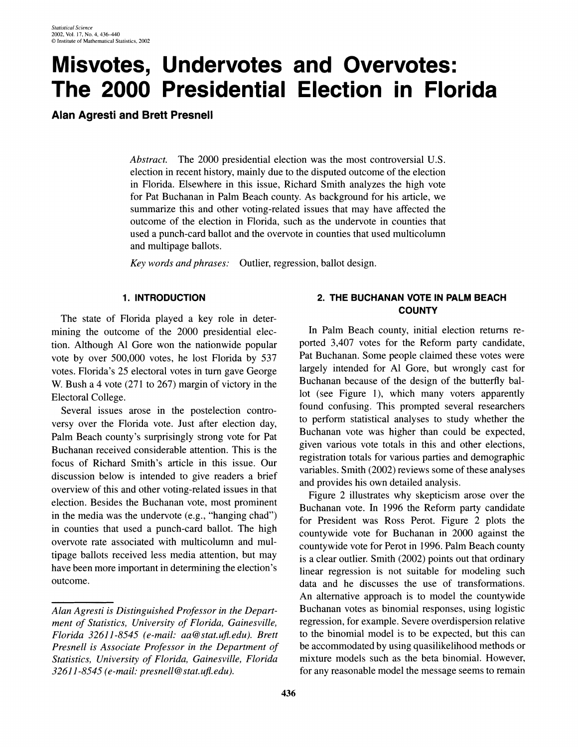# Misvotes, Undervotes and Overvotes: The 2000 Presidential Election in Florida

**Alan Agresti and Brett Presnell**

*Abstract.* The 2000 presidential election was the most controversial U.S. election in recent history, mainly due to the disputed outcome of the election in Florida. Elsewhere in this issue, Richard Smith analyzes the high vote for Pat Buchanan in Palm Beach county. As background for his article, we summarize this and other voting-related issues that may have affected the outcome of the election in Florida, such as the undervote in counties that used a punch-card ballot and the overvote in counties that used multicolumn and multipage ballots.

*Key words and phrases:* Outlier, regression, ballot design.

## 1. INTRODUCTION

The state of Florida played a key role in determining the outcome of the 2000 presidential election. Although Al Gore won the nationwide popular vote by over 500,000 votes, he lost Florida by 537 votes. Florida's 25 electoral votes in turn gave George W. Bush a 4 vote (271 to 267) margin of victory in the Electoral College.

Several issues arose in the postelection controversy over the Florida vote. Just after election day, Palm Beach county's surprisingly strong vote for Pat Buchanan received considerable attention. This is the focus of Richard Smith's article in this issue. Our discussion below is intended to give readers a brief overview of this and other voting-related issues in that election. Besides the Buchanan vote, most prominent in the media was the undervote (e.g., "hanging chad") in counties that used a punch-card ballot. The high overvote rate associated with multicolumn and multipage ballots received less media attention, but may have been more important in determining the election's outcome.

*Alan Agresti is Distinguished Professor in the Department of Statistics, University of Florida, Gainesville, Florida 32611-8545 (e-mail: aa@stat.ufl.edu). Brett Presnell is Associate Professor in the Department of Statistics, University of Florida, Gainesville, Florida 32611-8545 (e-mail: presnell@stat.ufl.edu).*

## 2. THE BUCHANAN VOTE IN PALM BEACH COUNTY

In Palm Beach county, initial election returns reported 3,407 votes for the Reform party candidate, Pat Buchanan. Some people claimed these votes were largely intended for Al Gore, but wrongly cast for Buchanan because of the design of the butterfly ballot (see Figure 1), which many voters apparently found confusing. This prompted several researchers to perform statistical analyses to study whether the Buchanan vote was higher than could be expected, given various vote totals in this and other elections, registration totals for various parties and demographic variables. Smith (2002) reviews some of these analyses and provides his own detailed analysis.

Figure 2 illustrates why skepticism arose over the Buchanan vote. In 1996 the Reform party candidate for President was Ross Perot. Figure 2 plots the countywide vote for Buchanan in 2000 against the countywide vote for Perot in 1996. Palm Beach county is a clear outlier. Smith (2002) points out that ordinary linear regression is not suitable for modeling such data and he discusses the use of transformations. An alternative approach is to model the countywide Buchanan votes as binomial responses, using logistic regression, for example. Severe overdispersion relative to the binomial model is to be expected, but this can be accommodated by using quasilikelihood methods or mixture models such as the beta binomial. However, for any reasonable model the message seems to remain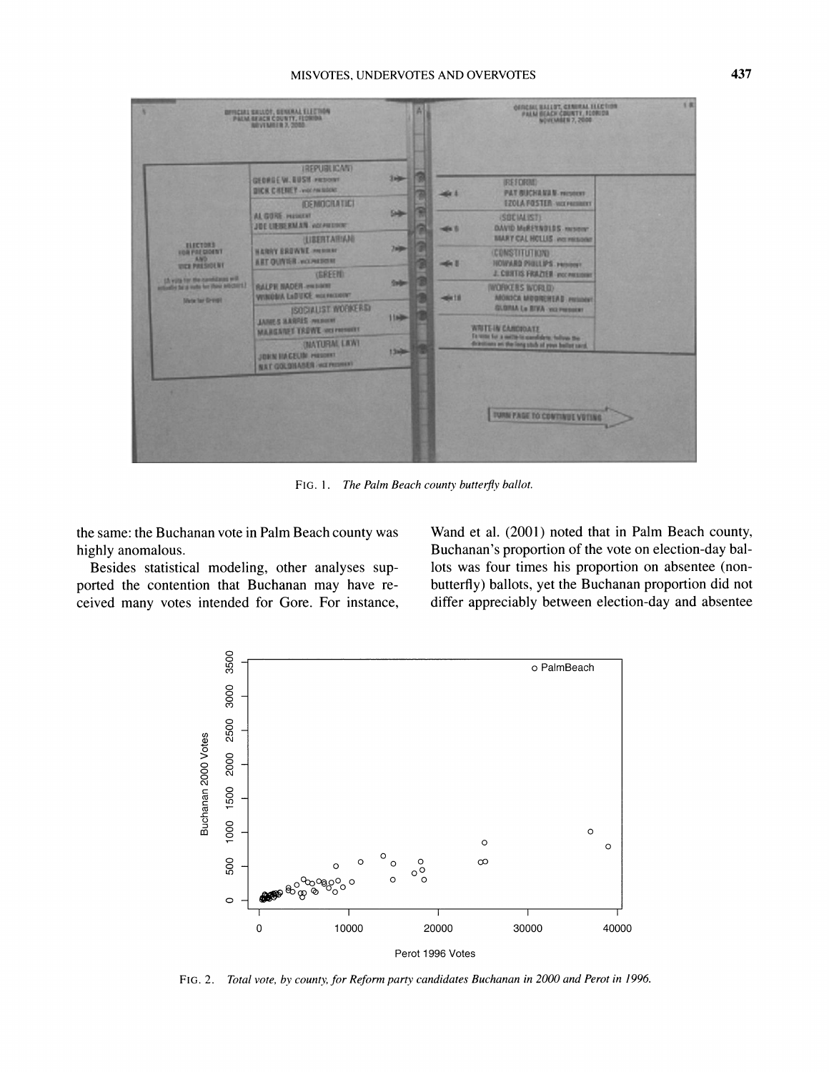FIG. 1. *The Palm Beach county butterfly ballot.*

the same: the Buchanan vote in Palm Beach county was highly anomalous.

Besides statistical modeling, other analyses supported the contention that Buchanan may have received many votes intended for Gore. For instance, Wand et al. (2001) noted that in Palm Beach county, Buchanan's proportion of the vote on election-day ballots was four times his proportion on absentee (non-butterfly) ballots, yet the Buchanan proportion did not differ appreciably between election-day and absentee

FIG. 2. *Total vote, by county, for Reform party candidates Buchanan in 2000 and Perot in 1996.*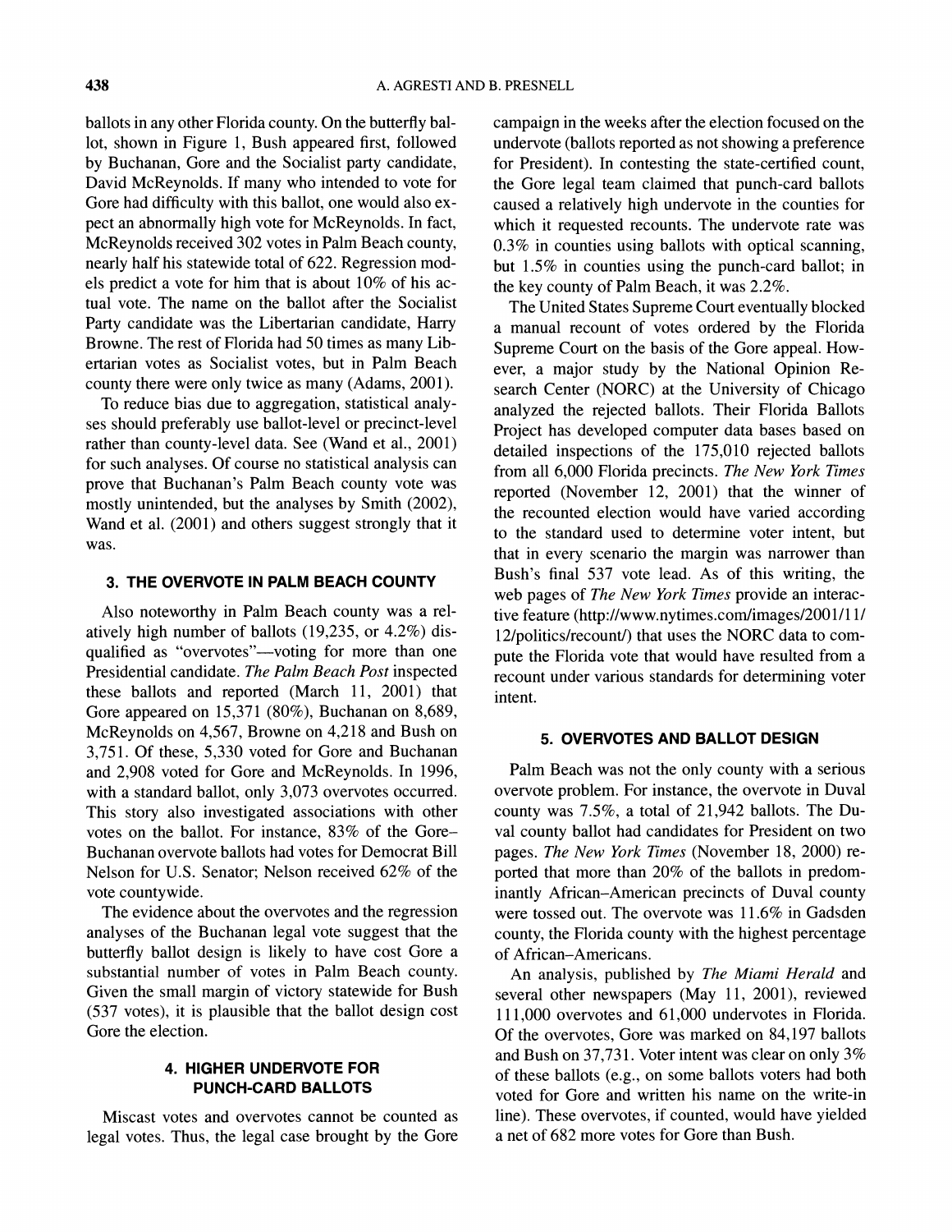ballots in any other Florida county. On the butterfly ballot, shown in Figure 1, Bush appeared first, followed by Buchanan, Gore and the Socialist party candidate, David McReynolds. If many who intended to vote for Gore had difficulty with this ballot, one would also expect an abnormally high vote for McReynolds. In fact, McReynolds received 302 votes in Palm Beach county, nearly half his statewide total of 622. Regression models predict a vote for him that is about 10% of his actual vote. The name on the ballot after the Socialist Party candidate was the Libertarian candidate, Harry Browne. The rest of Florida had 50 times as many Libertarian votes as Socialist votes, but in Palm Beach county there were only twice as many (Adams, 2001).

To reduce bias due to aggregation, statistical analyses should preferably use ballot-level or precinct-level rather than county-level data. See (Wand et al., 2001) for such analyses. Of course no statistical analysis can prove that Buchanan's Palm Beach county vote was mostly unintended, but the analyses by Smith (2002), Wand et al. (2001) and others suggest strongly that it was.

### 3. THE OVERVOTE IN PALM BEACH COUNTY

Also noteworthy in Palm Beach county was a relatively high number of ballots (19,235, or 4.2%) disqualified as "overvotes"—voting for more than one Presidential candidate. *The Palm Beach Post* inspected these ballots and reported (March 11, 2001) that Gore appeared on 15,371 (80%), Buchanan on 8,689, McReynolds on 4,567, Browne on 4,218 and Bush on 3,751. Of these, 5,330 voted for Gore and Buchanan and 2,908 voted for Gore and McReynolds. In 1996, with a standard ballot, only 3,073 overvotes occurred. This story also investigated associations with other votes on the ballot. For instance, 83% of the Gore–Buchanan overvote ballots had votes for Democrat Bill Nelson for U.S. Senator; Nelson received 62% of the vote countywide.

The evidence about the overvotes and the regression analyses of the Buchanan legal vote suggest that the butterfly ballot design is likely to have cost Gore a substantial number of votes in Palm Beach county. Given the small margin of victory statewide for Bush (537 votes), it is plausible that the ballot design cost Gore the election.

### 4. HIGHER UNDERVOTE FOR PUNCH-CARD BALLOTS

Miscast votes and overvotes cannot be counted as legal votes. Thus, the legal case brought by the Gore campaign in the weeks after the election focused on the undervote (ballots reported as not showing a preference for President). In contesting the state-certified count, the Gore legal team claimed that punch-card ballots caused a relatively high undervote in the counties for which it requested recounts. The undervote rate was 0.3% in counties using ballots with optical scanning, but 1.5% in counties using the punch-card ballot; in the key county of Palm Beach, it was 2.2%.

The United States Supreme Court eventually blocked a manual recount of votes ordered by the Florida Supreme Court on the basis of the Gore appeal. However, a major study by the National Opinion Research Center (NORC) at the University of Chicago analyzed the rejected ballots. Their Florida Ballots Project has developed computer data bases based on detailed inspections of the 175,010 rejected ballots from all 6,000 Florida precincts. *The New York Times* reported (November 12, 2001) that the winner of the recounted election would have varied according to the standard used to determine voter intent, but that in every scenario the margin was narrower than Bush's final 537 vote lead. As of this writing, the web pages of *The New York Times* provide an interactive feature (http://www.nytimes.com/images/2001/11/12/politics/recount/) that uses the NORC data to compute the Florida vote that would have resulted from a recount under various standards for determining voter intent.

### 5. OVERVOTES AND BALLOT DESIGN

Palm Beach was not the only county with a serious overvote problem. For instance, the overvote in Duval county was 7.5%, a total of 21,942 ballots. The Duval county ballot had candidates for President on two pages. *The New York Times* (November 18, 2000) reported that more than 20% of the ballots in predominantly African–American precincts of Duval county were tossed out. The overvote was 11.6% in Gadsden county, the Florida county with the highest percentage of African–Americans.

An analysis, published by *The Miami Herald* and several other newspapers (May 11, 2001), reviewed 111,000 overvotes and 61,000 undervotes in Florida. Of the overvotes, Gore was marked on 84,197 ballots and Bush on 37,731. Voter intent was clear on only 3% of these ballots (e.g., on some ballots voters had both voted for Gore and written his name on the write-in line). These overvotes, if counted, would have yielded a net of 682 more votes for Gore than Bush.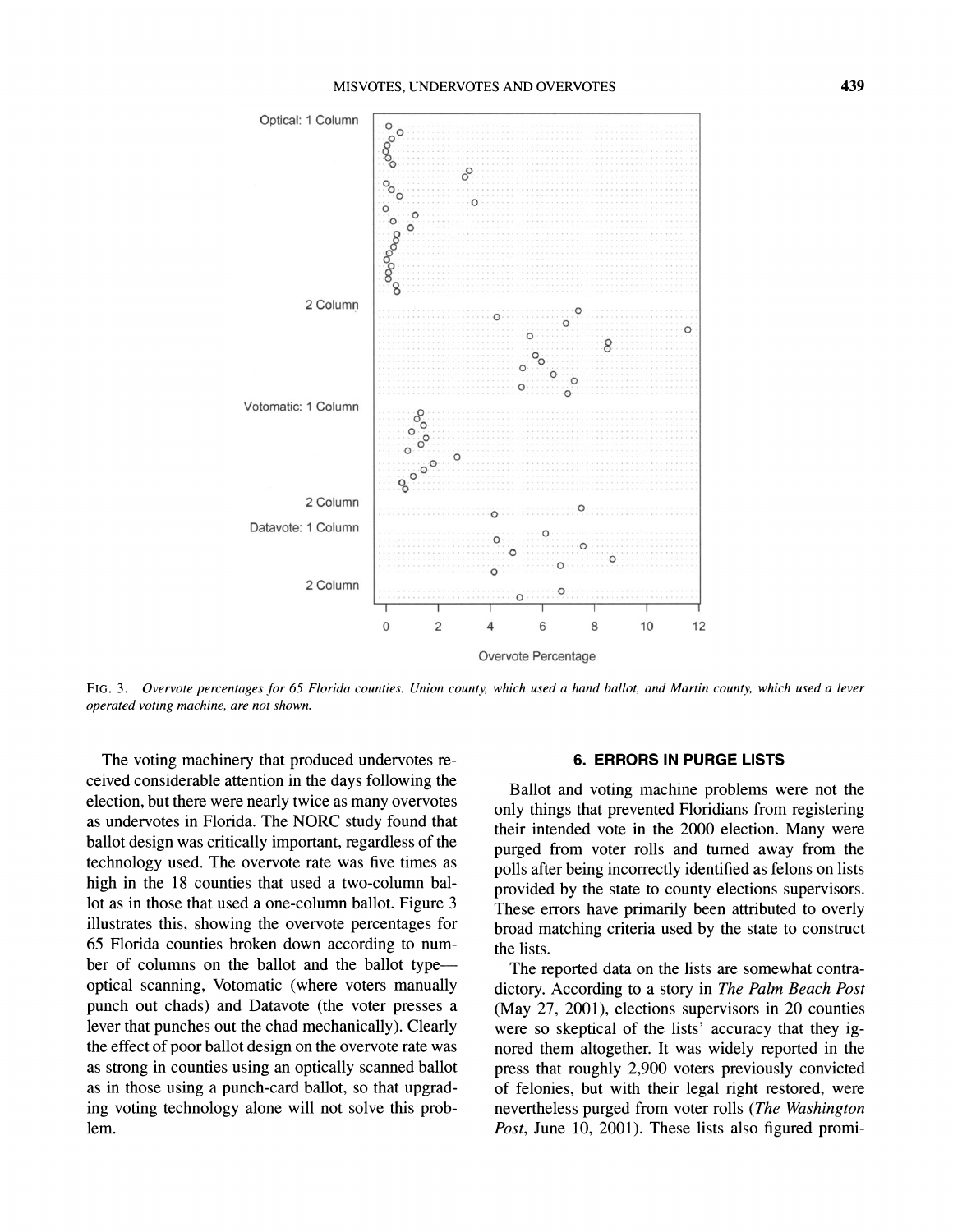FIG. 3. *Overvote percentages for 65 Florida counties. Union county, which used a hand ballot, and Martin county, which used a lever operated voting machine, are not shown.*

The voting machinery that produced undervotes received considerable attention in the days following the election, but there were nearly twice as many overvotes as undervotes in Florida. The NORC study found that ballot design was critically important, regardless of the technology used. The overvote rate was five times as high in the 18 counties that used a two-column ballot as in those that used a one-column ballot. Figure 3 illustrates this, showing the overvote percentages for 65 Florida counties broken down according to number of columns on the ballot and the ballot type—optical scanning, Votomatic (where voters manually punch out chads) and Datavote (the voter presses a lever that punches out the chad mechanically). Clearly the effect of poor ballot design on the overvote rate was as strong in counties using an optically scanned ballot as in those using a punch-card ballot, so that upgrading voting technology alone will not solve this problem.

## 6. ERRORS IN PURGE LISTS

Ballot and voting machine problems were not the only things that prevented Floridians from registering their intended vote in the 2000 election. Many were purged from voter rolls and turned away from the polls after being incorrectly identified as felons on lists provided by the state to county elections supervisors. These errors have primarily been attributed to overly broad matching criteria used by the state to construct the lists.

The reported data on the lists are somewhat contradictory. According to a story in *The Palm Beach Post* (May 27, 2001), elections supervisors in 20 counties were so skeptical of the lists' accuracy that they ignored them altogether. It was widely reported in the press that roughly 2,900 voters previously convicted of felonies, but with their legal right restored, were nevertheless purged from voter rolls (*The Washington Post*, June 10, 2001). These lists also figured promi-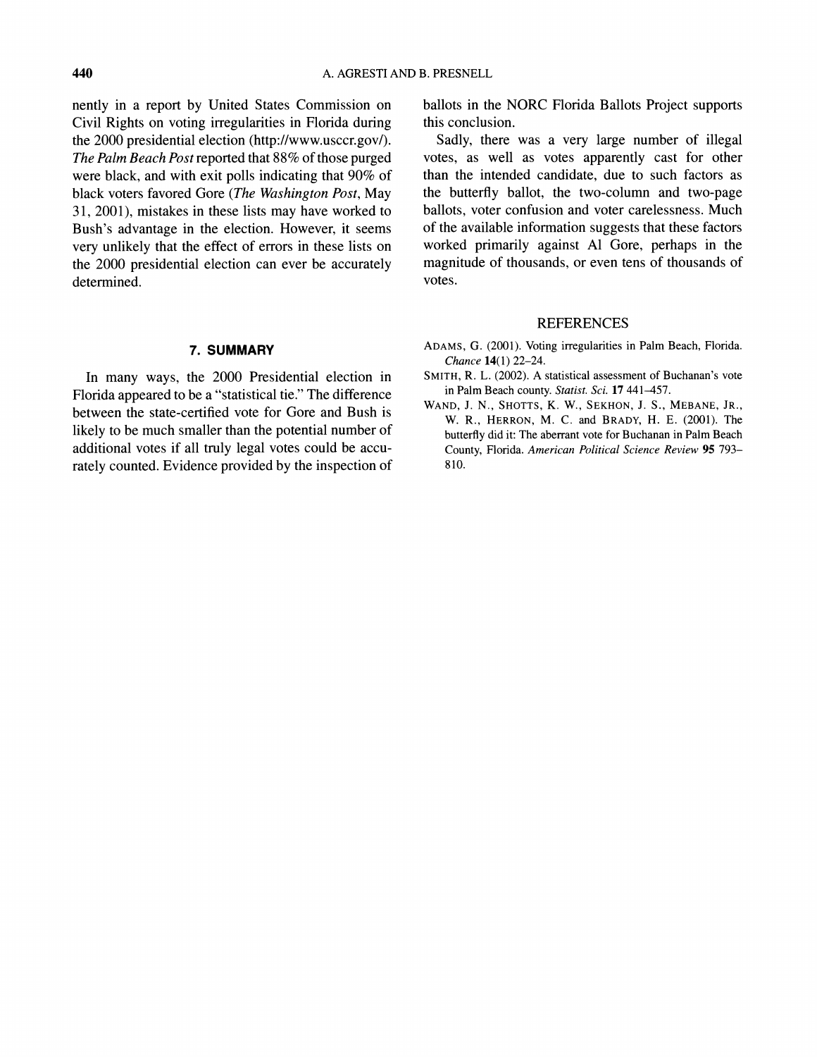nently in a report by United States Commission on Civil Rights on voting irregularities in Florida during the 2000 presidential election (http://www.usccr.gov/). *The Palm Beach Post* reported that 88% of those purged were black, and with exit polls indicating that 90% of black voters favored Gore (*The Washington Post*, May 31, 2001), mistakes in these lists may have worked to Bush's advantage in the election. However, it seems very unlikely that the effect of errors in these lists on the 2000 presidential election can ever be accurately determined.

## 7. SUMMARY

In many ways, the 2000 Presidential election in Florida appeared to be a "statistical tie." The difference between the state-certified vote for Gore and Bush is likely to be much smaller than the potential number of additional votes if all truly legal votes could be accurately counted. Evidence provided by the inspection of ballots in the NORC Florida Ballots Project supports this conclusion.

Sadly, there was a very large number of illegal votes, as well as votes apparently cast for other than the intended candidate, due to such factors as the butterfly ballot, the two-column and two-page ballots, voter confusion and voter carelessness. Much of the available information suggests that these factors worked primarily against Al Gore, perhaps in the magnitude of thousands, or even tens of thousands of votes.

## REFERENCES

ADAMS, G. (2001). Voting irregularities in Palm Beach, Florida. *Chance* **14**(1) 22–24.

SMITH, R. L. (2002). A statistical assessment of Buchanan's vote in Palm Beach county. *Statist. Sci.* **17** 441–457.

WAND, J. N., SHOTTS, K. W., SEKHON, J. S., MEBANE, JR., W. R., HERRON, M. C. and BRADY, H. E. (2001). The butterfly did it: The aberrant vote for Buchanan in Palm Beach County, Florida. *American Political Science Review* **95** 793–810.